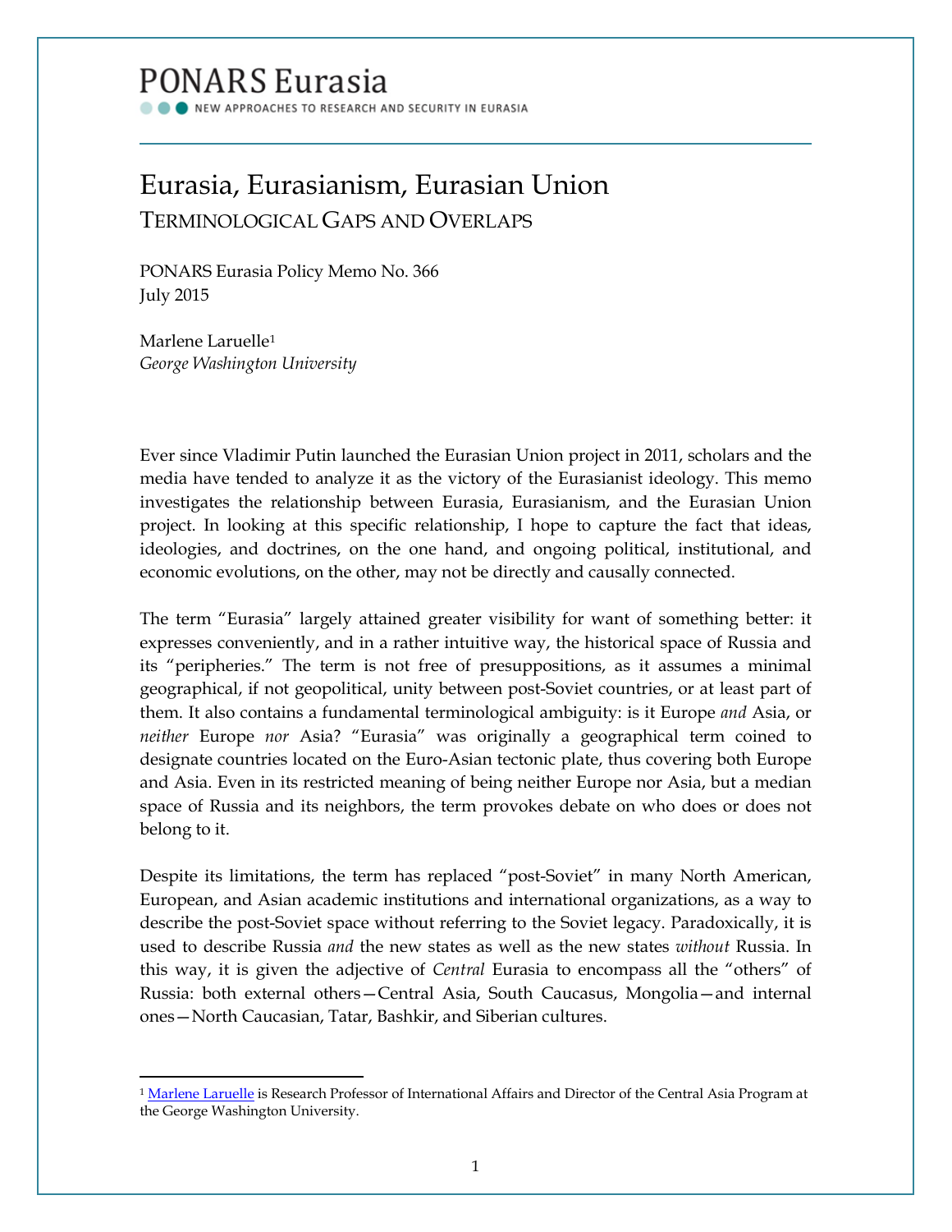# PONARS Eurasia

NEW APPROACHES TO RESEARCH AND SECURITY IN EURASIA

## Eurasia, Eurasianism, Eurasian Union

### TERMINOLOGICAL GAPS AND OVERLAPS

PONARS Eurasia Policy Memo No. 366
July 2015

Marlene Laruelle[1]
*George Washington University*

Ever since Vladimir Putin launched the Eurasian Union project in 2011, scholars and the media have tended to analyze it as the victory of the Eurasianist ideology. This memo investigates the relationship between Eurasia, Eurasianism, and the Eurasian Union project. In looking at this specific relationship, I hope to capture the fact that ideas, ideologies, and doctrines, on the one hand, and ongoing political, institutional, and economic evolutions, on the other, may not be directly and causally connected.

The term "Eurasia" largely attained greater visibility for want of something better: it expresses conveniently, and in a rather intuitive way, the historical space of Russia and its "peripheries." The term is not free of presuppositions, as it assumes a minimal geographical, if not geopolitical, unity between post-Soviet countries, or at least part of them. It also contains a fundamental terminological ambiguity: is it Europe *and* Asia, or *neither* Europe *nor* Asia? "Eurasia" was originally a geographical term coined to designate countries located on the Euro-Asian tectonic plate, thus covering both Europe and Asia. Even in its restricted meaning of being neither Europe nor Asia, but a median space of Russia and its neighbors, the term provokes debate on who does or does not belong to it.

Despite its limitations, the term has replaced "post-Soviet" in many North American, European, and Asian academic institutions and international organizations, as a way to describe the post-Soviet space without referring to the Soviet legacy. Paradoxically, it is used to describe Russia *and* the new states as well as the new states *without* Russia. In this way, it is given the adjective of *Central* Eurasia to encompass all the "others" of Russia: both external others—Central Asia, South Caucasus, Mongolia—and internal ones—North Caucasian, Tatar, Bashkir, and Siberian cultures.

[1] Marlene Laruelle is Research Professor of International Affairs and Director of the Central Asia Program at the George Washington University.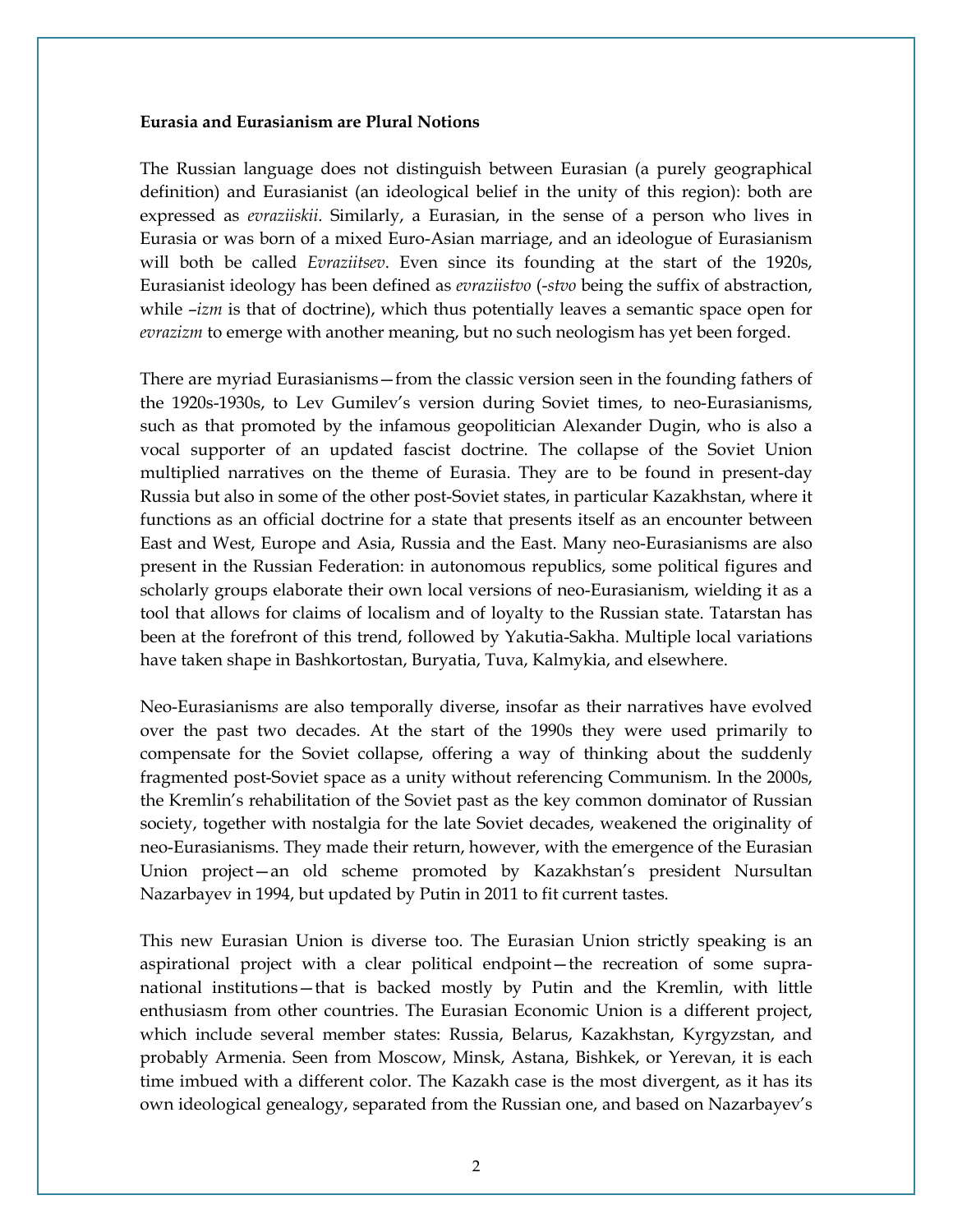**Eurasia and Eurasianism are Plural Notions**

The Russian language does not distinguish between Eurasian (a purely geographical definition) and Eurasianist (an ideological belief in the unity of this region): both are expressed as *evraziiskii*. Similarly, a Eurasian, in the sense of a person who lives in Eurasia or was born of a mixed Euro-Asian marriage, and an ideologue of Eurasianism will both be called *Evraziitsev*. Even since its founding at the start of the 1920s, Eurasianist ideology has been defined as *evraziistvo* (*-stvo* being the suffix of abstraction, while *–izm* is that of doctrine), which thus potentially leaves a semantic space open for *evrazizm* to emerge with another meaning, but no such neologism has yet been forged.

There are myriad Eurasianisms—from the classic version seen in the founding fathers of the 1920s-1930s, to Lev Gumilev's version during Soviet times, to neo-Eurasianisms, such as that promoted by the infamous geopolitician Alexander Dugin, who is also a vocal supporter of an updated fascist doctrine. The collapse of the Soviet Union multiplied narratives on the theme of Eurasia. They are to be found in present-day Russia but also in some of the other post-Soviet states, in particular Kazakhstan, where it functions as an official doctrine for a state that presents itself as an encounter between East and West, Europe and Asia, Russia and the East. Many neo-Eurasianisms are also present in the Russian Federation: in autonomous republics, some political figures and scholarly groups elaborate their own local versions of neo-Eurasianism, wielding it as a tool that allows for claims of localism and of loyalty to the Russian state. Tatarstan has been at the forefront of this trend, followed by Yakutia-Sakha. Multiple local variations have taken shape in Bashkortostan, Buryatia, Tuva, Kalmykia, and elsewhere.

Neo-Eurasianism*s* are also temporally diverse, insofar as their narratives have evolved over the past two decades. At the start of the 1990s they were used primarily to compensate for the Soviet collapse, offering a way of thinking about the suddenly fragmented post-Soviet space as a unity without referencing Communism. In the 2000s, the Kremlin's rehabilitation of the Soviet past as the key common dominator of Russian society, together with nostalgia for the late Soviet decades, weakened the originality of neo-Eurasianisms. They made their return, however, with the emergence of the Eurasian Union project—an old scheme promoted by Kazakhstan's president Nursultan Nazarbayev in 1994, but updated by Putin in 2011 to fit current tastes.

This new Eurasian Union is diverse too. The Eurasian Union strictly speaking is an aspirational project with a clear political endpoint—the recreation of some supra-national institutions—that is backed mostly by Putin and the Kremlin, with little enthusiasm from other countries. The Eurasian Economic Union is a different project, which include several member states: Russia, Belarus, Kazakhstan, Kyrgyzstan, and probably Armenia. Seen from Moscow, Minsk, Astana, Bishkek, or Yerevan, it is each time imbued with a different color. The Kazakh case is the most divergent, as it has its own ideological genealogy, separated from the Russian one, and based on Nazarbayev's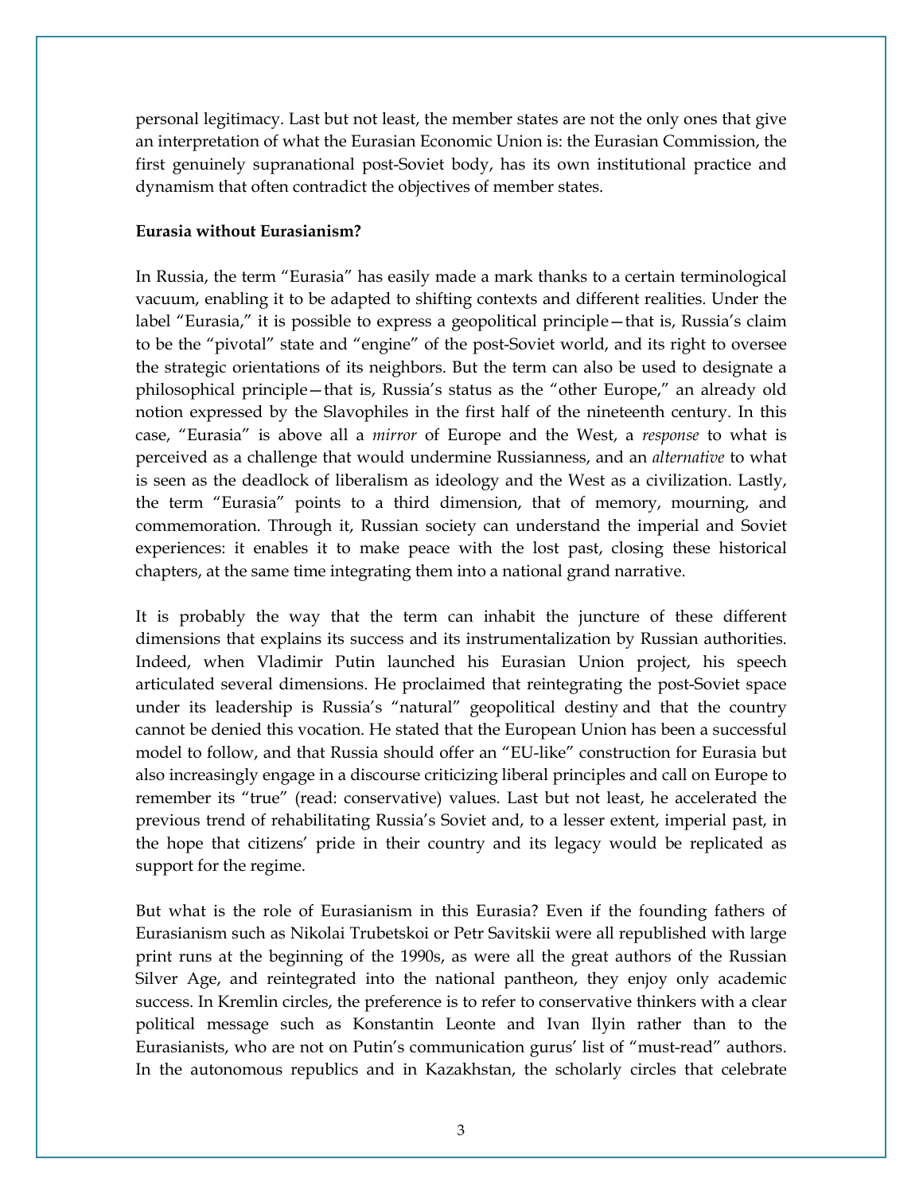personal legitimacy. Last but not least, the member states are not the only ones that give an interpretation of what the Eurasian Economic Union is: the Eurasian Commission, the first genuinely supranational post-Soviet body, has its own institutional practice and dynamism that often contradict the objectives of member states.

**Eurasia without Eurasianism?**

In Russia, the term "Eurasia" has easily made a mark thanks to a certain terminological vacuum, enabling it to be adapted to shifting contexts and different realities. Under the label "Eurasia," it is possible to express a geopolitical principle—that is, Russia's claim to be the "pivotal" state and "engine" of the post-Soviet world, and its right to oversee the strategic orientations of its neighbors. But the term can also be used to designate a philosophical principle—that is, Russia's status as the "other Europe," an already old notion expressed by the Slavophiles in the first half of the nineteenth century. In this case, "Eurasia" is above all a *mirror* of Europe and the West, a *response* to what is perceived as a challenge that would undermine Russianness, and an *alternative* to what is seen as the deadlock of liberalism as ideology and the West as a civilization. Lastly, the term "Eurasia" points to a third dimension, that of memory, mourning, and commemoration. Through it, Russian society can understand the imperial and Soviet experiences: it enables it to make peace with the lost past, closing these historical chapters, at the same time integrating them into a national grand narrative.

It is probably the way that the term can inhabit the juncture of these different dimensions that explains its success and its instrumentalization by Russian authorities. Indeed, when Vladimir Putin launched his Eurasian Union project, his speech articulated several dimensions. He proclaimed that reintegrating the post-Soviet space under its leadership is Russia's "natural" geopolitical destiny and that the country cannot be denied this vocation. He stated that the European Union has been a successful model to follow, and that Russia should offer an "EU-like" construction for Eurasia but also increasingly engage in a discourse criticizing liberal principles and call on Europe to remember its "true" (read: conservative) values. Last but not least, he accelerated the previous trend of rehabilitating Russia's Soviet and, to a lesser extent, imperial past, in the hope that citizens' pride in their country and its legacy would be replicated as support for the regime.

But what is the role of Eurasianism in this Eurasia? Even if the founding fathers of Eurasianism such as Nikolai Trubetskoi or Petr Savitskii were all republished with large print runs at the beginning of the 1990s, as were all the great authors of the Russian Silver Age, and reintegrated into the national pantheon, they enjoy only academic success. In Kremlin circles, the preference is to refer to conservative thinkers with a clear political message such as Konstantin Leonte and Ivan Ilyin rather than to the Eurasianists, who are not on Putin's communication gurus' list of "must-read" authors. In the autonomous republics and in Kazakhstan, the scholarly circles that celebrate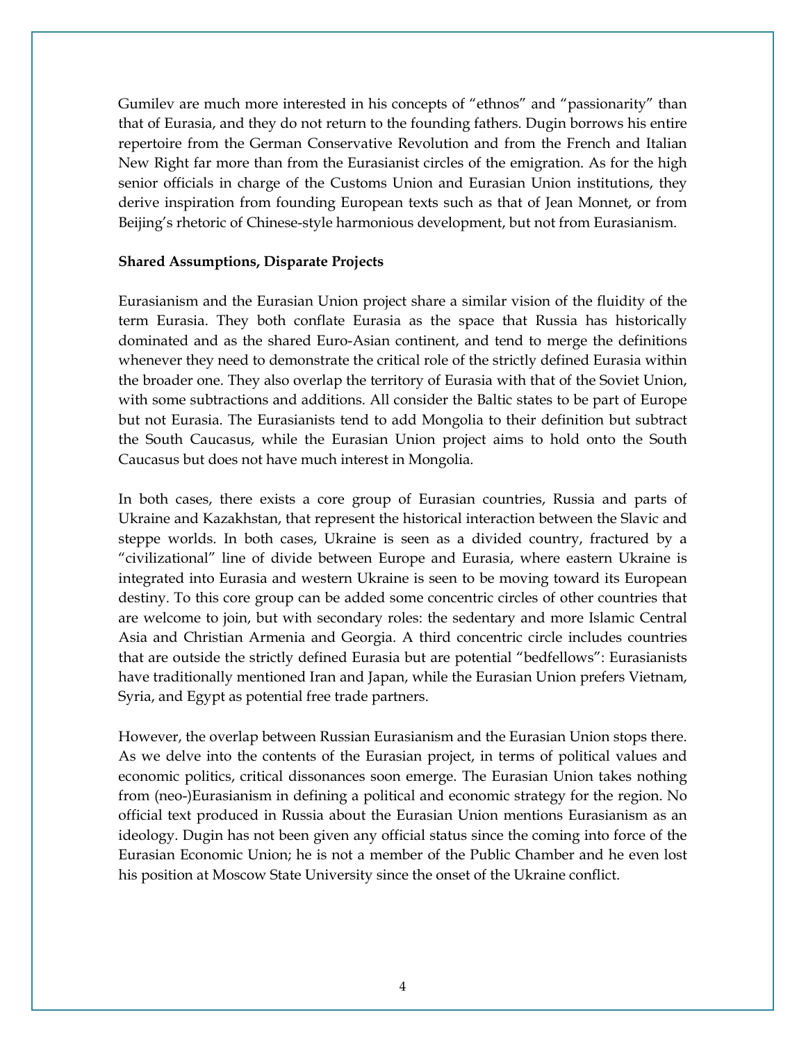Gumilev are much more interested in his concepts of "ethnos" and "passionarity" than that of Eurasia, and they do not return to the founding fathers. Dugin borrows his entire repertoire from the German Conservative Revolution and from the French and Italian New Right far more than from the Eurasianist circles of the emigration. As for the high senior officials in charge of the Customs Union and Eurasian Union institutions, they derive inspiration from founding European texts such as that of Jean Monnet, or from Beijing's rhetoric of Chinese-style harmonious development, but not from Eurasianism.

**Shared Assumptions, Disparate Projects**

Eurasianism and the Eurasian Union project share a similar vision of the fluidity of the term Eurasia. They both conflate Eurasia as the space that Russia has historically dominated and as the shared Euro-Asian continent, and tend to merge the definitions whenever they need to demonstrate the critical role of the strictly defined Eurasia within the broader one. They also overlap the territory of Eurasia with that of the Soviet Union, with some subtractions and additions. All consider the Baltic states to be part of Europe but not Eurasia. The Eurasianists tend to add Mongolia to their definition but subtract the South Caucasus, while the Eurasian Union project aims to hold onto the South Caucasus but does not have much interest in Mongolia.

In both cases, there exists a core group of Eurasian countries, Russia and parts of Ukraine and Kazakhstan, that represent the historical interaction between the Slavic and steppe worlds. In both cases, Ukraine is seen as a divided country, fractured by a "civilizational" line of divide between Europe and Eurasia, where eastern Ukraine is integrated into Eurasia and western Ukraine is seen to be moving toward its European destiny. To this core group can be added some concentric circles of other countries that are welcome to join, but with secondary roles: the sedentary and more Islamic Central Asia and Christian Armenia and Georgia. A third concentric circle includes countries that are outside the strictly defined Eurasia but are potential "bedfellows": Eurasianists have traditionally mentioned Iran and Japan, while the Eurasian Union prefers Vietnam, Syria, and Egypt as potential free trade partners.

However, the overlap between Russian Eurasianism and the Eurasian Union stops there. As we delve into the contents of the Eurasian project, in terms of political values and economic politics, critical dissonances soon emerge. The Eurasian Union takes nothing from (neo-)Eurasianism in defining a political and economic strategy for the region. No official text produced in Russia about the Eurasian Union mentions Eurasianism as an ideology. Dugin has not been given any official status since the coming into force of the Eurasian Economic Union; he is not a member of the Public Chamber and he even lost his position at Moscow State University since the onset of the Ukraine conflict.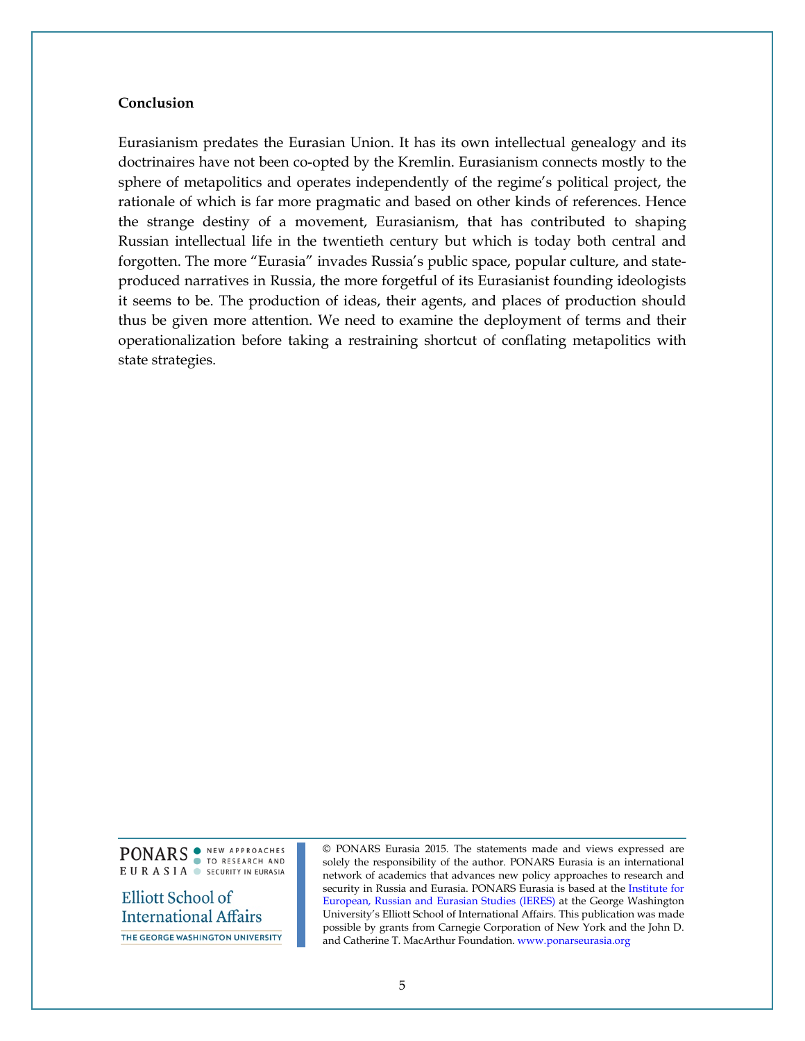**Conclusion**

Eurasianism predates the Eurasian Union. It has its own intellectual genealogy and its doctrinaires have not been co-opted by the Kremlin. Eurasianism connects mostly to the sphere of metapolitics and operates independently of the regime's political project, the rationale of which is far more pragmatic and based on other kinds of references. Hence the strange destiny of a movement, Eurasianism, that has contributed to shaping Russian intellectual life in the twentieth century but which is today both central and forgotten. The more "Eurasia" invades Russia's public space, popular culture, and state-produced narratives in Russia, the more forgetful of its Eurasianist founding ideologists it seems to be. The production of ideas, their agents, and places of production should thus be given more attention. We need to examine the deployment of terms and their operationalization before taking a restraining shortcut of conflating metapolitics with state strategies.

PONARS EURASIA — NEW APPROACHES TO RESEARCH AND SECURITY IN EURASIA

Elliott School of International Affairs
THE GEORGE WASHINGTON UNIVERSITY

© PONARS Eurasia 2015. The statements made and views expressed are solely the responsibility of the author. PONARS Eurasia is an international network of academics that advances new policy approaches to research and security in Russia and Eurasia. PONARS Eurasia is based at the Institute for European, Russian and Eurasian Studies (IERES) at the George Washington University's Elliott School of International Affairs. This publication was made possible by grants from Carnegie Corporation of New York and the John D. and Catherine T. MacArthur Foundation. www.ponarseurasia.org